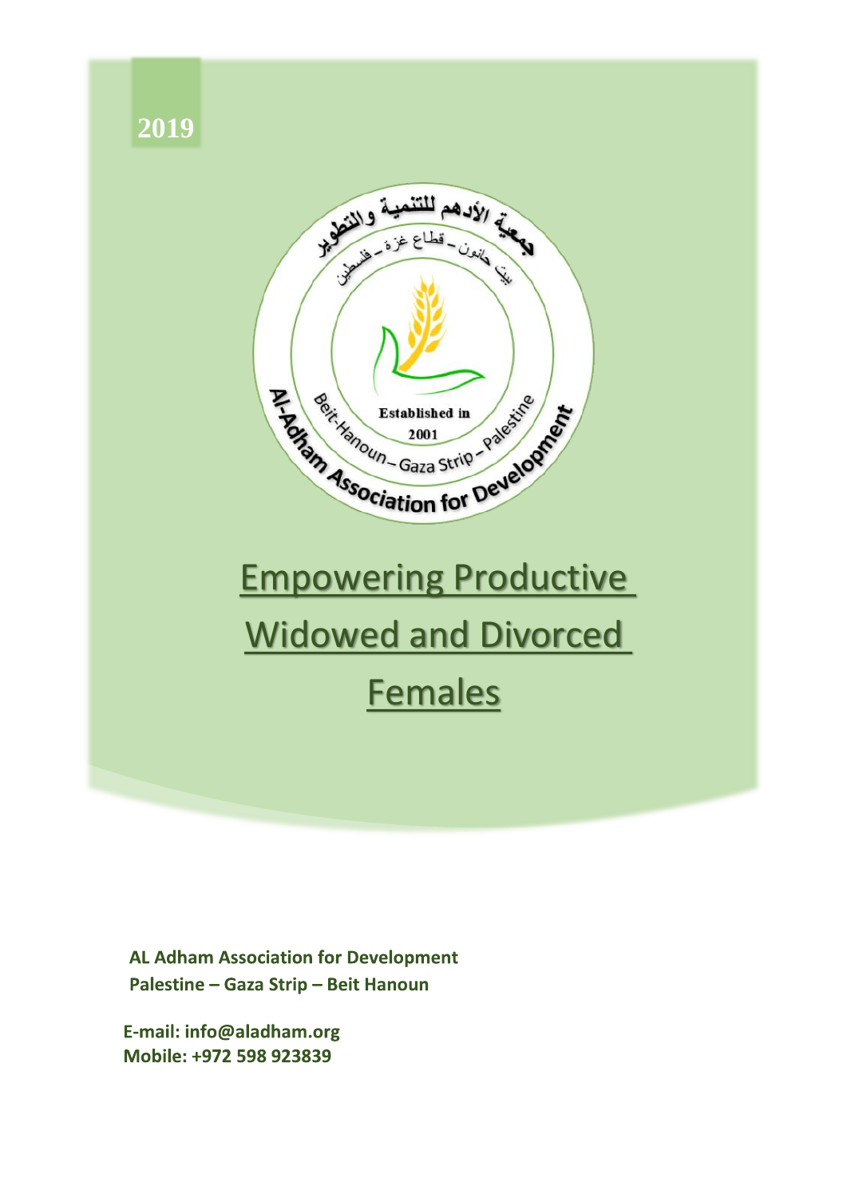2019

جمعية الأدهم للتنمية والتطوير
بيت حانون – قطاع غزة – فلسطين

Established in 2001

Al-Adham Association for Development
Beit-Hanoun – Gaza Strip – Palestine

# Empowering Productive Widowed and Divorced Females

**AL Adham Association for Development**
**Palestine – Gaza Strip – Beit Hanoun**

**E-mail: info@aladham.org**
**Mobile: +972 598 923839**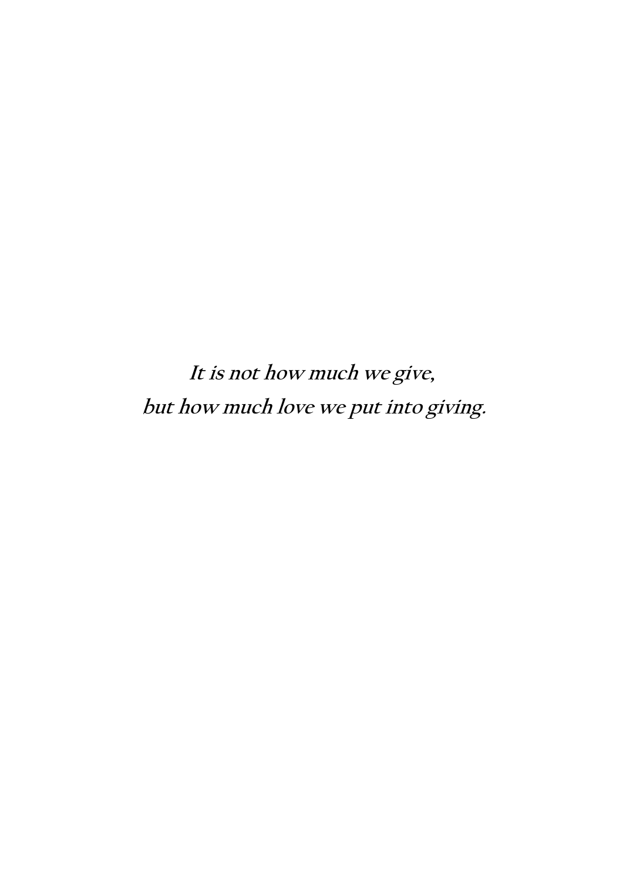***It is not how much we give,***
***but how much love we put into giving.***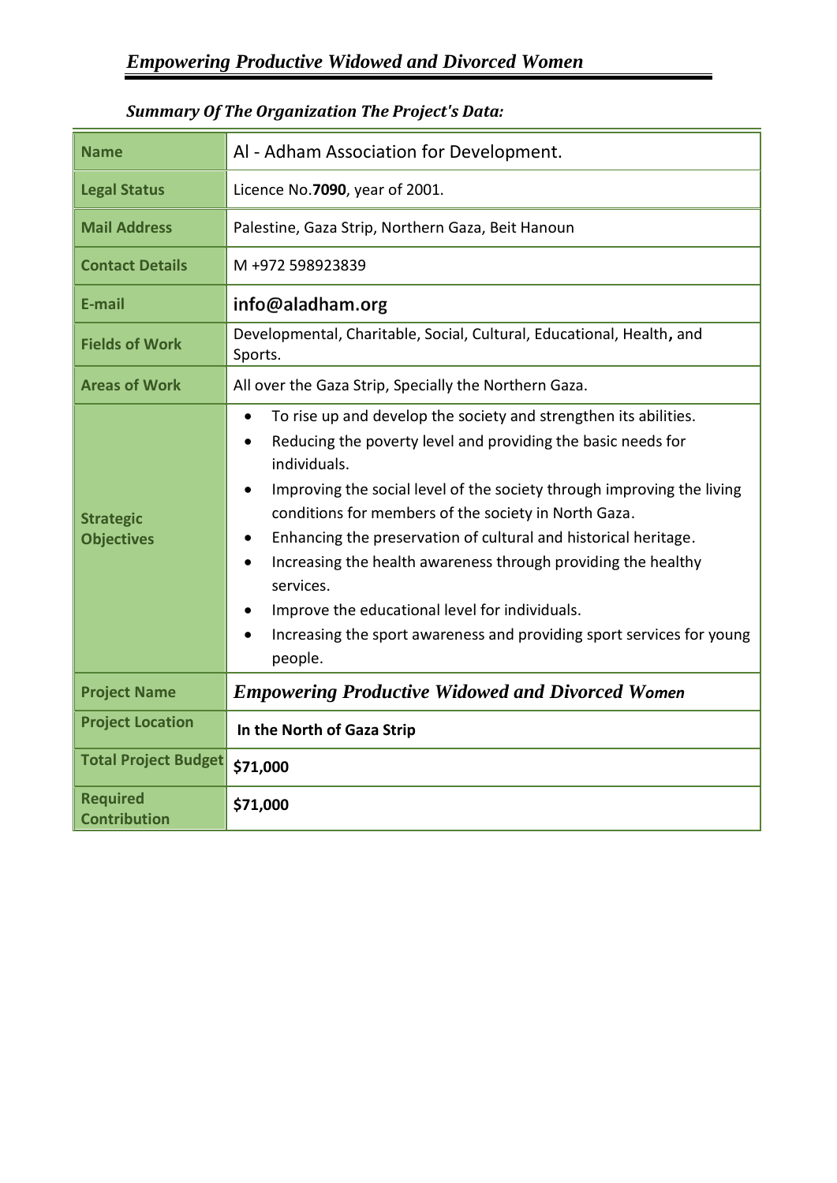# *Empowering Productive Widowed and Divorced Women*

### *Summary Of The Organization The Project's Data:*

| **Name** | Al - Adham Association for Development. |
|---|---|
| **Legal Status** | Licence No.**7090**, year of 2001. |
| **Mail Address** | Palestine, Gaza Strip, Northern Gaza, Beit Hanoun |
| **Contact Details** | M +972 598923839 |
| **E-mail** | **info@aladham.org** |
| **Fields of Work** | Developmental, Charitable, Social, Cultural, Educational, Health**,** and Sports. |
| **Areas of Work** | All over the Gaza Strip, Specially the Northern Gaza. |
| **Strategic Objectives** | • To rise up and develop the society and strengthen its abilities.<br>• Reducing the poverty level and providing the basic needs for individuals.<br>• Improving the social level of the society through improving the living conditions for members of the society in North Gaza.<br>• Enhancing the preservation of cultural and historical heritage.<br>• Increasing the health awareness through providing the healthy services.<br>• Improve the educational level for individuals.<br>• Increasing the sport awareness and providing sport services for young people. |
| **Project Name** | ***Empowering Productive Widowed and Divorced Women*** |
| **Project Location** | **In the North of Gaza Strip** |
| **Total Project Budget** | **$71,000** |
| **Required Contribution** | **$71,000** |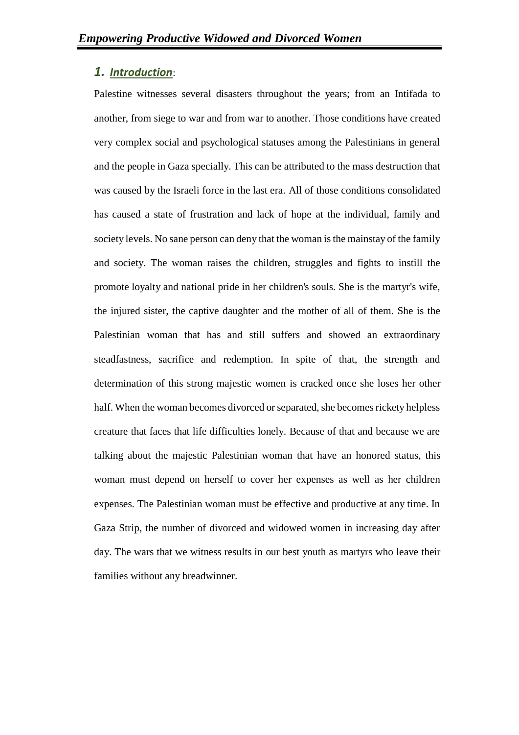## *1. Introduction*:

Palestine witnesses several disasters throughout the years; from an Intifada to another, from siege to war and from war to another. Those conditions have created very complex social and psychological statuses among the Palestinians in general and the people in Gaza specially. This can be attributed to the mass destruction that was caused by the Israeli force in the last era. All of those conditions consolidated has caused a state of frustration and lack of hope at the individual, family and society levels. No sane person can deny that the woman is the mainstay of the family and society. The woman raises the children, struggles and fights to instill the promote loyalty and national pride in her children's souls. She is the martyr's wife, the injured sister, the captive daughter and the mother of all of them. She is the Palestinian woman that has and still suffers and showed an extraordinary steadfastness, sacrifice and redemption. In spite of that, the strength and determination of this strong majestic women is cracked once she loses her other half. When the woman becomes divorced or separated, she becomes rickety helpless creature that faces that life difficulties lonely. Because of that and because we are talking about the majestic Palestinian woman that have an honored status, this woman must depend on herself to cover her expenses as well as her children expenses. The Palestinian woman must be effective and productive at any time. In Gaza Strip, the number of divorced and widowed women in increasing day after day. The wars that we witness results in our best youth as martyrs who leave their families without any breadwinner.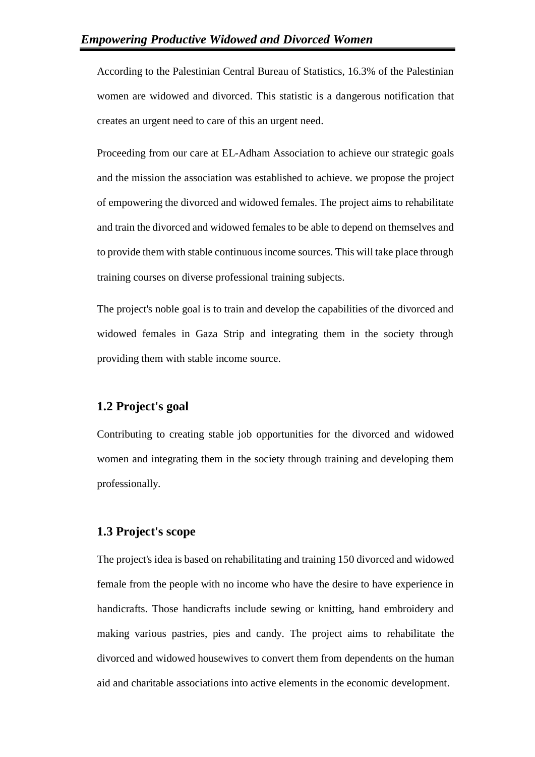According to the Palestinian Central Bureau of Statistics, 16.3% of the Palestinian women are widowed and divorced. This statistic is a dangerous notification that creates an urgent need to care of this an urgent need.

Proceeding from our care at EL-Adham Association to achieve our strategic goals and the mission the association was established to achieve. we propose the project of empowering the divorced and widowed females. The project aims to rehabilitate and train the divorced and widowed females to be able to depend on themselves and to provide them with stable continuous income sources. This will take place through training courses on diverse professional training subjects.

The project's noble goal is to train and develop the capabilities of the divorced and widowed females in Gaza Strip and integrating them in the society through providing them with stable income source.

## 1.2 Project's goal

Contributing to creating stable job opportunities for the divorced and widowed women and integrating them in the society through training and developing them professionally.

## 1.3 Project's scope

The project's idea is based on rehabilitating and training 150 divorced and widowed female from the people with no income who have the desire to have experience in handicrafts. Those handicrafts include sewing or knitting, hand embroidery and making various pastries, pies and candy. The project aims to rehabilitate the divorced and widowed housewives to convert them from dependents on the human aid and charitable associations into active elements in the economic development.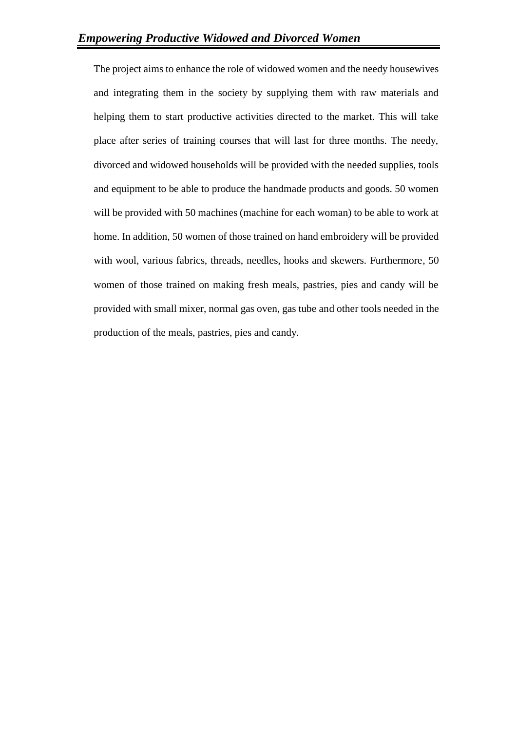## *Empowering Productive Widowed and Divorced Women*

The project aims to enhance the role of widowed women and the needy housewives and integrating them in the society by supplying them with raw materials and helping them to start productive activities directed to the market. This will take place after series of training courses that will last for three months. The needy, divorced and widowed households will be provided with the needed supplies, tools and equipment to be able to produce the handmade products and goods. 50 women will be provided with 50 machines (machine for each woman) to be able to work at home. In addition, 50 women of those trained on hand embroidery will be provided with wool, various fabrics, threads, needles, hooks and skewers. Furthermore, 50 women of those trained on making fresh meals, pastries, pies and candy will be provided with small mixer, normal gas oven, gas tube and other tools needed in the production of the meals, pastries, pies and candy.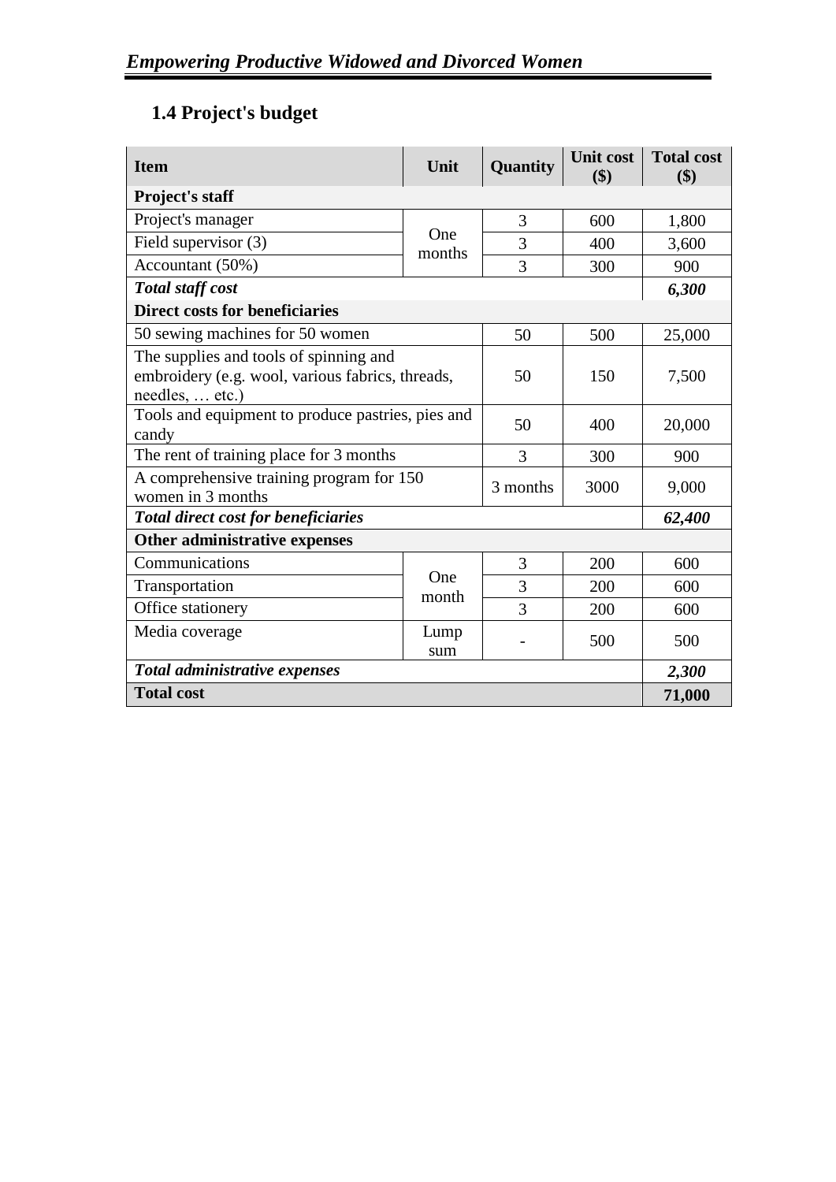## 1.4 Project's budget

| Item | Unit | Quantity | Unit cost ($) | Total cost ($) |
|---|---|---|---|---|
| **Project's staff** | | | | |
| Project's manager | One months | 3 | 600 | 1,800 |
| Field supervisor (3) | | 3 | 400 | 3,600 |
| Accountant (50%) | | 3 | 300 | 900 |
| ***Total staff cost*** | | | | ***6,300*** |
| **Direct costs for beneficiaries** | | | | |
| 50 sewing machines for 50 women | | 50 | 500 | 25,000 |
| The supplies and tools of spinning and embroidery (e.g. wool, various fabrics, threads, needles, … etc.) | | 50 | 150 | 7,500 |
| Tools and equipment to produce pastries, pies and candy | | 50 | 400 | 20,000 |
| The rent of training place for 3 months | | 3 | 300 | 900 |
| A comprehensive training program for 150 women in 3 months | | 3 months | 3000 | 9,000 |
| ***Total direct cost for beneficiaries*** | | | | ***62,400*** |
| **Other administrative expenses** | | | | |
| Communications | One month | 3 | 200 | 600 |
| Transportation | | 3 | 200 | 600 |
| Office stationery | | 3 | 200 | 600 |
| Media coverage | Lump sum | - | 500 | 500 |
| ***Total administrative expenses*** | | | | ***2,300*** |
| **Total cost** | | | | **71,000** |